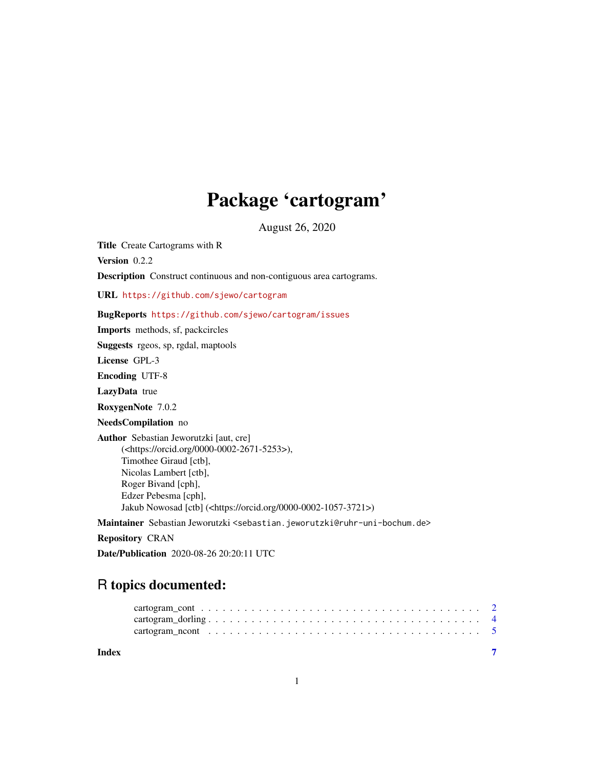# Package 'cartogram'

August 26, 2020

**Title** Create Cartograms with R

**Version** 0.2.2

**Description** Construct continuous and non-contiguous area cartograms.

**URL** https://github.com/sjewo/cartogram

**BugReports** https://github.com/sjewo/cartogram/issues

**Imports** methods, sf, packcircles

**Suggests** rgeos, sp, rgdal, maptools

**License** GPL-3

**Encoding** UTF-8

**LazyData** true

**RoxygenNote** 7.0.2

**NeedsCompilation** no

**Author** Sebastian Jeworutzki [aut, cre]
(<https://orcid.org/0000-0002-2671-5253>),
Timothee Giraud [ctb],
Nicolas Lambert [ctb],
Roger Bivand [cph],
Edzer Pebesma [cph],
Jakub Nowosad [ctb] (<https://orcid.org/0000-0002-1057-3721>)

**Maintainer** Sebastian Jeworutzki <sebastian.jeworutzki@ruhr-uni-bochum.de>

**Repository** CRAN

**Date/Publication** 2020-08-26 20:20:11 UTC

## R topics documented:

cartogram_cont . . . . . . . . . . . . . . . . . . . . . . . . . . . . . . . . . . . . . . 2
cartogram_dorling . . . . . . . . . . . . . . . . . . . . . . . . . . . . . . . . . . . . . 4
cartogram_ncont . . . . . . . . . . . . . . . . . . . . . . . . . . . . . . . . . . . . . . 5

**Index** **7**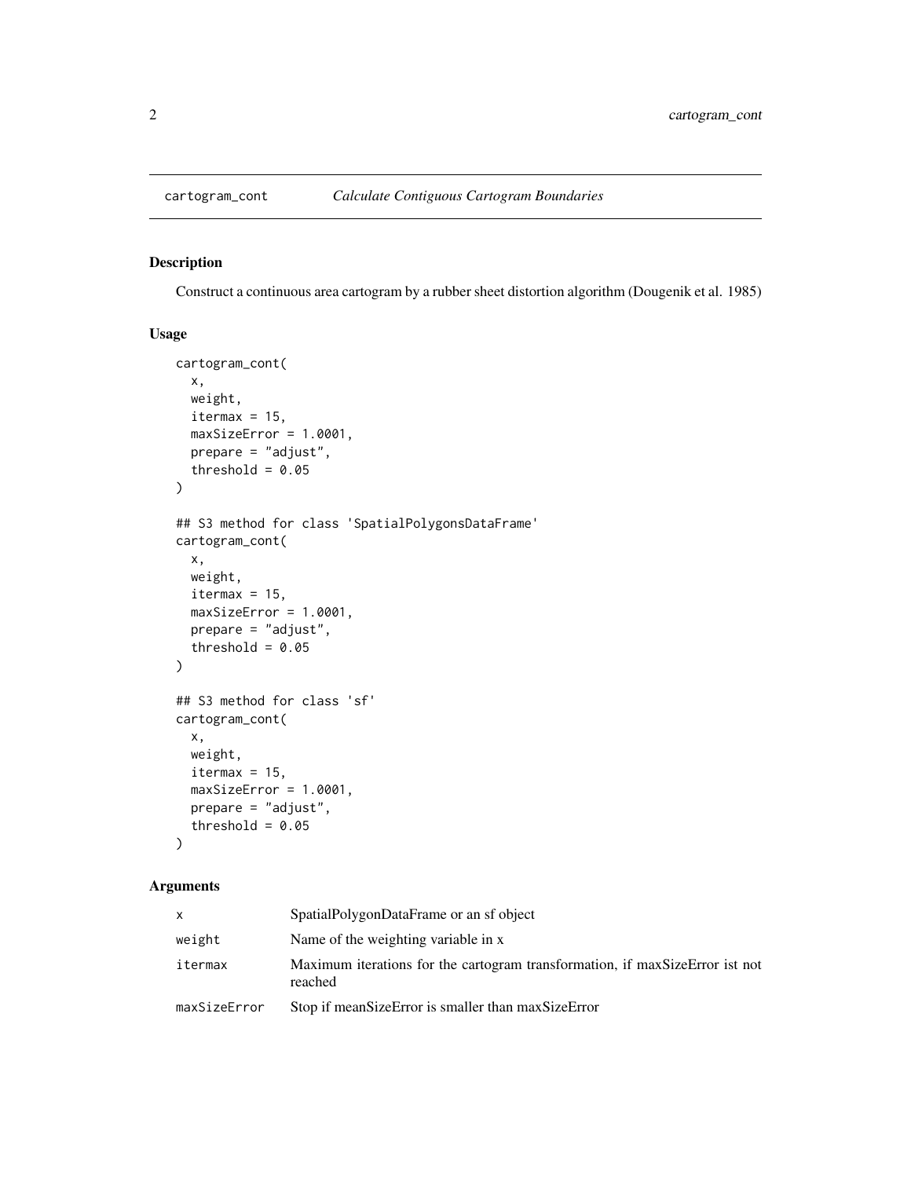## cartogram_cont *Calculate Contiguous Cartogram Boundaries*

### Description

Construct a continuous area cartogram by a rubber sheet distortion algorithm (Dougenik et al. 1985)

### Usage

```
cartogram_cont(
  x,
  weight,
  itermax = 15,
  maxSizeError = 1.0001,
  prepare = "adjust",
  threshold = 0.05
)

## S3 method for class 'SpatialPolygonsDataFrame'
cartogram_cont(
  x,
  weight,
  itermax = 15,
  maxSizeError = 1.0001,
  prepare = "adjust",
  threshold = 0.05
)

## S3 method for class 'sf'
cartogram_cont(
  x,
  weight,
  itermax = 15,
  maxSizeError = 1.0001,
  prepare = "adjust",
  threshold = 0.05
)
```

### Arguments

| | |
|---|---|
| `x` | SpatialPolygonDataFrame or an sf object |
| `weight` | Name of the weighting variable in x |
| `itermax` | Maximum iterations for the cartogram transformation, if maxSizeError ist not reached |
| `maxSizeError` | Stop if meanSizeError is smaller than maxSizeError |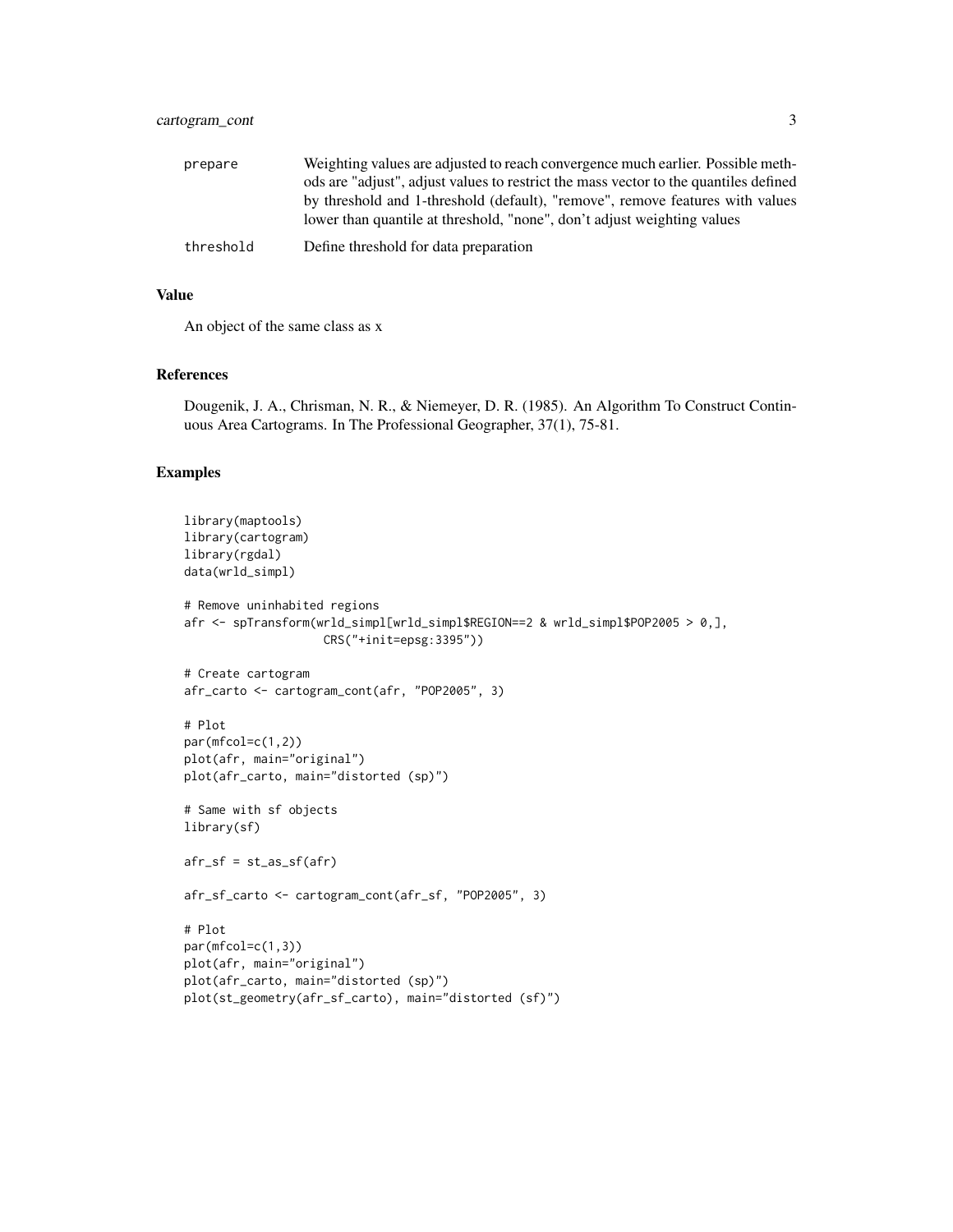| | |
|---|---|
| prepare | Weighting values are adjusted to reach convergence much earlier. Possible methods are "adjust", adjust values to restrict the mass vector to the quantiles defined by threshold and 1-threshold (default), "remove", remove features with values lower than quantile at threshold, "none", don't adjust weighting values |
| threshold | Define threshold for data preparation |

### Value

An object of the same class as x

### References

Dougenik, J. A., Chrisman, N. R., & Niemeyer, D. R. (1985). An Algorithm To Construct Continuous Area Cartograms. In The Professional Geographer, 37(1), 75-81.

### Examples

```
library(maptools)
library(cartogram)
library(rgdal)
data(wrld_simpl)

# Remove uninhabited regions
afr <- spTransform(wrld_simpl[wrld_simpl$REGION==2 & wrld_simpl$POP2005 > 0,],
                   CRS("+init=epsg:3395"))

# Create cartogram
afr_carto <- cartogram_cont(afr, "POP2005", 3)

# Plot
par(mfcol=c(1,2))
plot(afr, main="original")
plot(afr_carto, main="distorted (sp)")

# Same with sf objects
library(sf)

afr_sf = st_as_sf(afr)

afr_sf_carto <- cartogram_cont(afr_sf, "POP2005", 3)

# Plot
par(mfcol=c(1,3))
plot(afr, main="original")
plot(afr_carto, main="distorted (sp)")
plot(st_geometry(afr_sf_carto), main="distorted (sf)")
```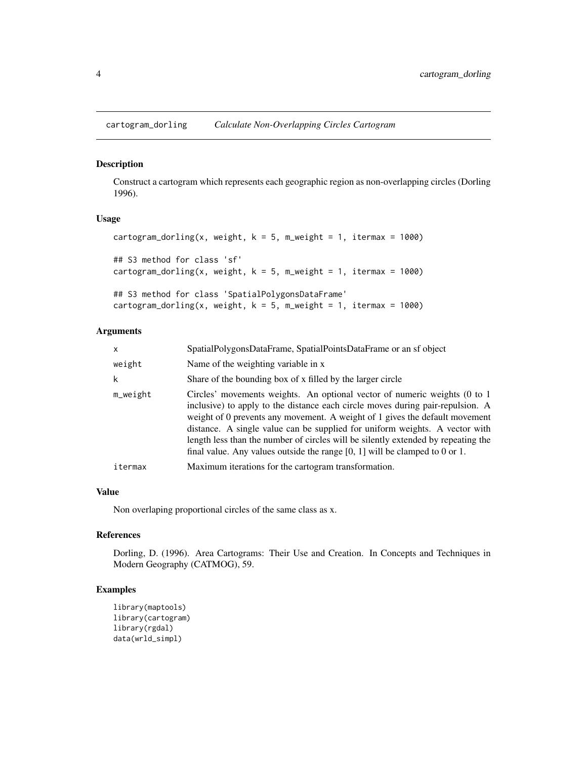cartogram_dorling &nbsp;&nbsp; *Calculate Non-Overlapping Circles Cartogram*

### Description

Construct a cartogram which represents each geographic region as non-overlapping circles (Dorling 1996).

### Usage

```
cartogram_dorling(x, weight, k = 5, m_weight = 1, itermax = 1000)

## S3 method for class 'sf'
cartogram_dorling(x, weight, k = 5, m_weight = 1, itermax = 1000)

## S3 method for class 'SpatialPolygonsDataFrame'
cartogram_dorling(x, weight, k = 5, m_weight = 1, itermax = 1000)
```

### Arguments

| | |
|---|---|
| `x` | SpatialPolygonsDataFrame, SpatialPointsDataFrame or an sf object |
| `weight` | Name of the weighting variable in x |
| `k` | Share of the bounding box of x filled by the larger circle |
| `m_weight` | Circles' movements weights. An optional vector of numeric weights (0 to 1 inclusive) to apply to the distance each circle moves during pair-repulsion. A weight of 0 prevents any movement. A weight of 1 gives the default movement distance. A single value can be supplied for uniform weights. A vector with length less than the number of circles will be silently extended by repeating the final value. Any values outside the range [0, 1] will be clamped to 0 or 1. |
| `itermax` | Maximum iterations for the cartogram transformation. |

### Value

Non overlaping proportional circles of the same class as x.

### References

Dorling, D. (1996). Area Cartograms: Their Use and Creation. In Concepts and Techniques in Modern Geography (CATMOG), 59.

### Examples

```
library(maptools)
library(cartogram)
library(rgdal)
data(wrld_simpl)
```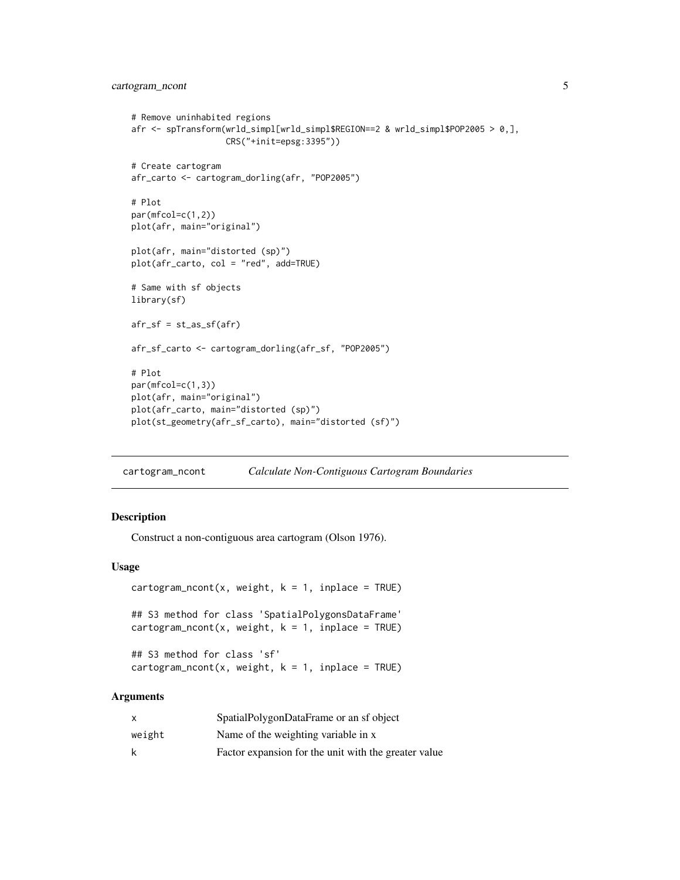```
# Remove uninhabited regions
afr <- spTransform(wrld_simpl[wrld_simpl$REGION==2 & wrld_simpl$POP2005 > 0,],
                   CRS("+init=epsg:3395"))

# Create cartogram
afr_carto <- cartogram_dorling(afr, "POP2005")

# Plot
par(mfcol=c(1,2))
plot(afr, main="original")

plot(afr, main="distorted (sp)")
plot(afr_carto, col = "red", add=TRUE)

# Same with sf objects
library(sf)

afr_sf = st_as_sf(afr)

afr_sf_carto <- cartogram_dorling(afr_sf, "POP2005")

# Plot
par(mfcol=c(1,3))
plot(afr, main="original")
plot(afr_carto, main="distorted (sp)")
plot(st_geometry(afr_sf_carto), main="distorted (sf)")
```

## cartogram_ncont — *Calculate Non-Contiguous Cartogram Boundaries*

### Description

Construct a non-contiguous area cartogram (Olson 1976).

### Usage

```
cartogram_ncont(x, weight, k = 1, inplace = TRUE)

## S3 method for class 'SpatialPolygonsDataFrame'
cartogram_ncont(x, weight, k = 1, inplace = TRUE)

## S3 method for class 'sf'
cartogram_ncont(x, weight, k = 1, inplace = TRUE)
```

### Arguments

| | |
|---|---|
| x | SpatialPolygonDataFrame or an sf object |
| weight | Name of the weighting variable in x |
| k | Factor expansion for the unit with the greater value |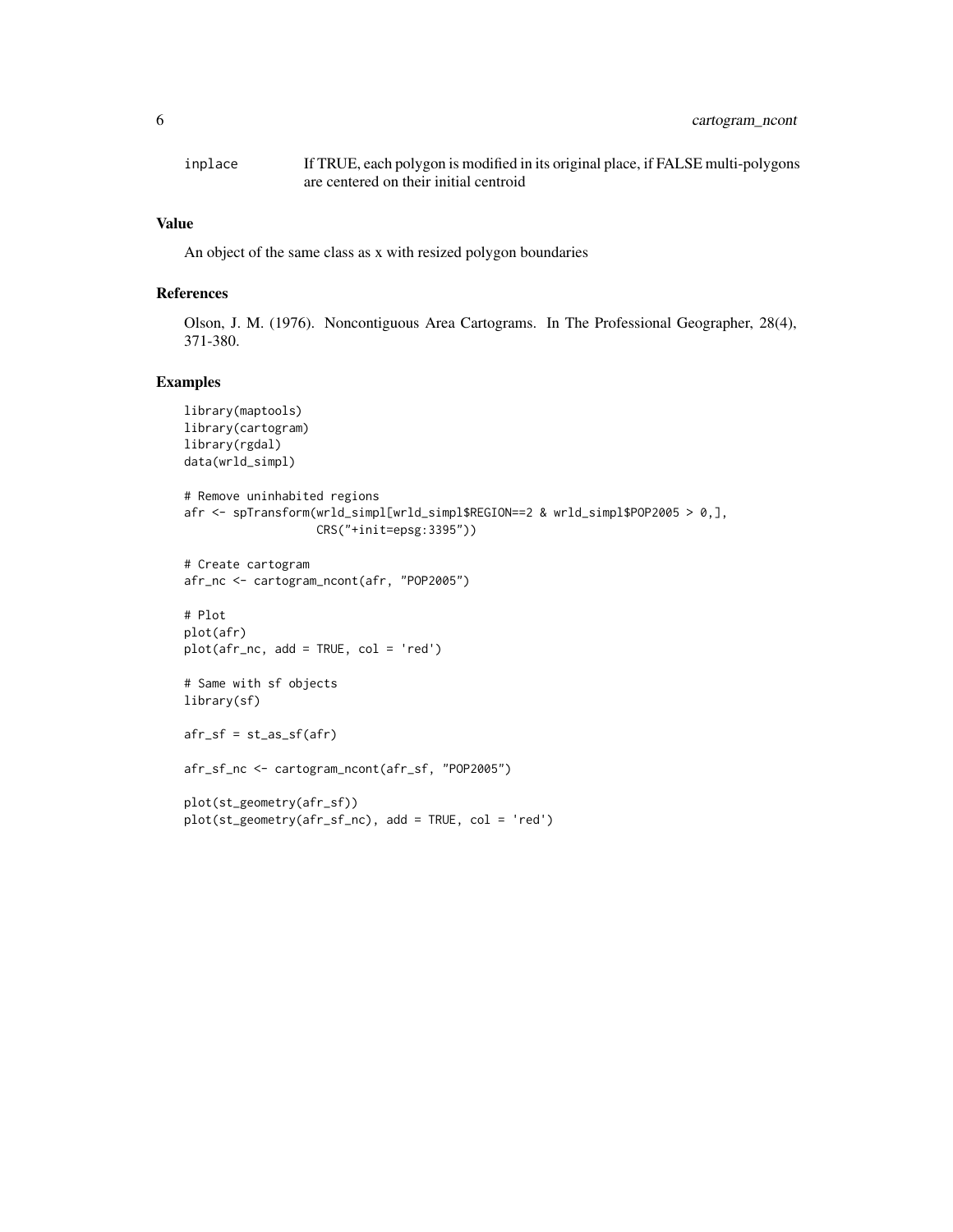| | |
|---|---|
| `inplace` | If TRUE, each polygon is modified in its original place, if FALSE multi-polygons are centered on their initial centroid |

### Value

An object of the same class as x with resized polygon boundaries

### References

Olson, J. M. (1976). Noncontiguous Area Cartograms. In The Professional Geographer, 28(4), 371-380.

### Examples

```
library(maptools)
library(cartogram)
library(rgdal)
data(wrld_simpl)

# Remove uninhabited regions
afr <- spTransform(wrld_simpl[wrld_simpl$REGION==2 & wrld_simpl$POP2005 > 0,],
                   CRS("+init=epsg:3395"))

# Create cartogram
afr_nc <- cartogram_ncont(afr, "POP2005")

# Plot
plot(afr)
plot(afr_nc, add = TRUE, col = 'red')

# Same with sf objects
library(sf)

afr_sf = st_as_sf(afr)

afr_sf_nc <- cartogram_ncont(afr_sf, "POP2005")

plot(st_geometry(afr_sf))
plot(st_geometry(afr_sf_nc), add = TRUE, col = 'red')
```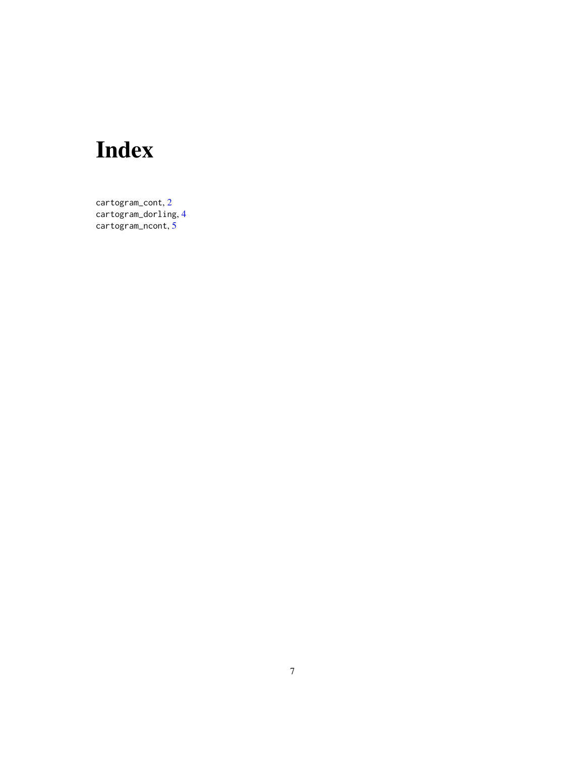# Index

cartogram_cont, 2
cartogram_dorling, 4
cartogram_ncont, 5